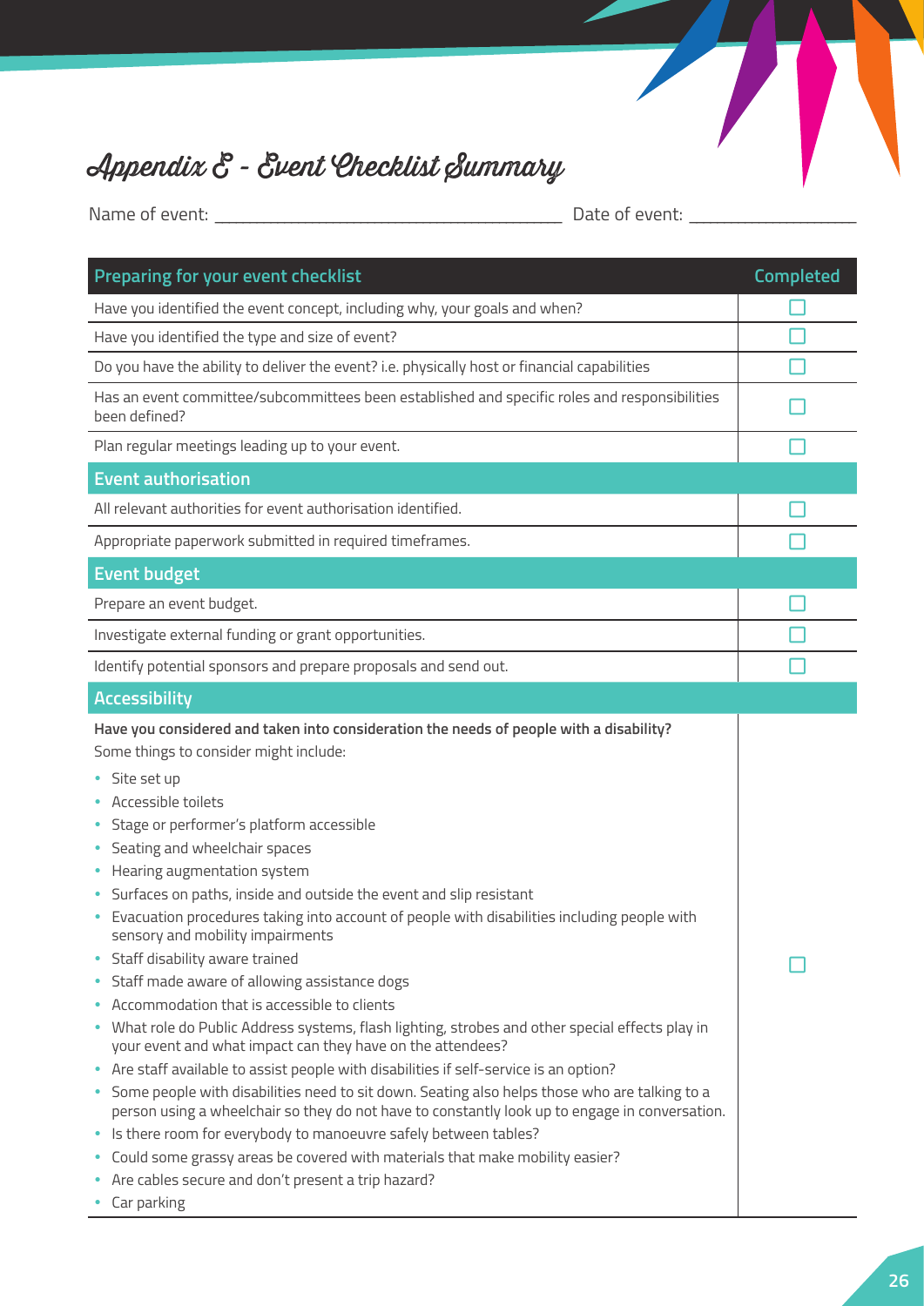# Appendix E - Event Checklist Summary

Name of event: ______________________________________ Date of event: __________________

| Preparing for your event checklist | Completed |
|---|---|
| Have you identified the event concept, including why, your goals and when? | ☐ |
| Have you identified the type and size of event? | ☐ |
| Do you have the ability to deliver the event? i.e. physically host or financial capabilities | ☐ |
| Has an event committee/subcommittees been established and specific roles and responsibilities been defined? | ☐ |
| Plan regular meetings leading up to your event. | ☐ |
| **Event authorisation** | |
| All relevant authorities for event authorisation identified. | ☐ |
| Appropriate paperwork submitted in required timeframes. | ☐ |
| **Event budget** | |
| Prepare an event budget. | ☐ |
| Investigate external funding or grant opportunities. | ☐ |
| Identify potential sponsors and prepare proposals and send out. | ☐ |
| **Accessibility** | |
| **Have you considered and taken into consideration the needs of people with a disability?** Some things to consider might include: <br>• Site set up <br>• Accessible toilets <br>• Stage or performer's platform accessible <br>• Seating and wheelchair spaces <br>• Hearing augmentation system <br>• Surfaces on paths, inside and outside the event and slip resistant <br>• Evacuation procedures taking into account of people with disabilities including people with sensory and mobility impairments <br>• Staff disability aware trained <br>• Staff made aware of allowing assistance dogs <br>• Accommodation that is accessible to clients <br>• What role do Public Address systems, flash lighting, strobes and other special effects play in your event and what impact can they have on the attendees? <br>• Are staff available to assist people with disabilities if self-service is an option? <br>• Some people with disabilities need to sit down. Seating also helps those who are talking to a person using a wheelchair so they do not have to constantly look up to engage in conversation. <br>• Is there room for everybody to manoeuvre safely between tables? <br>• Could some grassy areas be covered with materials that make mobility easier? <br>• Are cables secure and don't present a trip hazard? <br>• Car parking | ☐ |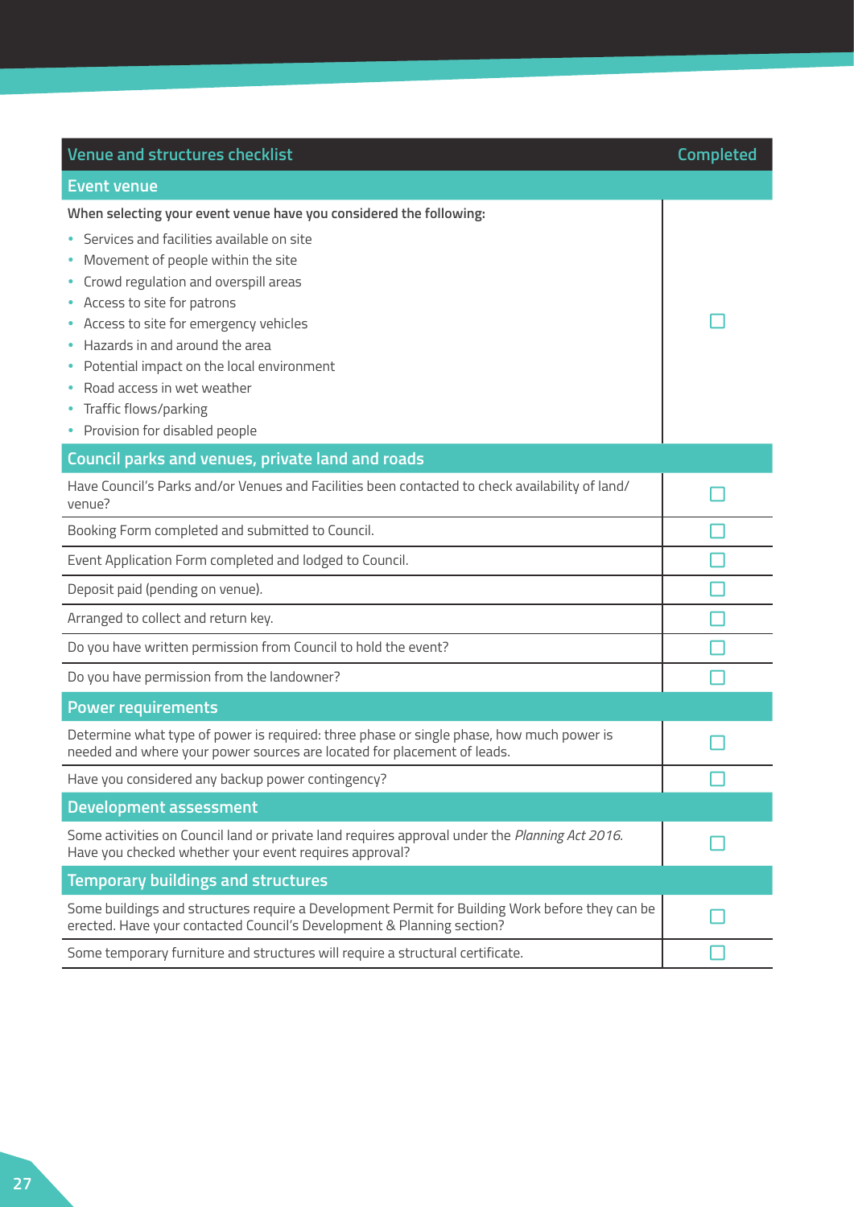| Venue and structures checklist | Completed |
|---|---|
| **Event venue** | |
| **When selecting your event venue have you considered the following:**<br>• Services and facilities available on site<br>• Movement of people within the site<br>• Crowd regulation and overspill areas<br>• Access to site for patrons<br>• Access to site for emergency vehicles<br>• Hazards in and around the area<br>• Potential impact on the local environment<br>• Road access in wet weather<br>• Traffic flows/parking<br>• Provision for disabled people | ☐ |
| **Council parks and venues, private land and roads** | |
| Have Council's Parks and/or Venues and Facilities been contacted to check availability of land/venue? | ☐ |
| Booking Form completed and submitted to Council. | ☐ |
| Event Application Form completed and lodged to Council. | ☐ |
| Deposit paid (pending on venue). | ☐ |
| Arranged to collect and return key. | ☐ |
| Do you have written permission from Council to hold the event? | ☐ |
| Do you have permission from the landowner? | ☐ |
| **Power requirements** | |
| Determine what type of power is required: three phase or single phase, how much power is needed and where your power sources are located for placement of leads. | ☐ |
| Have you considered any backup power contingency? | ☐ |
| **Development assessment** | |
| Some activities on Council land or private land requires approval under the *Planning Act 2016*. Have you checked whether your event requires approval? | ☐ |
| **Temporary buildings and structures** | |
| Some buildings and structures require a Development Permit for Building Work before they can be erected. Have your contacted Council's Development & Planning section? | ☐ |
| Some temporary furniture and structures will require a structural certificate. | ☐ |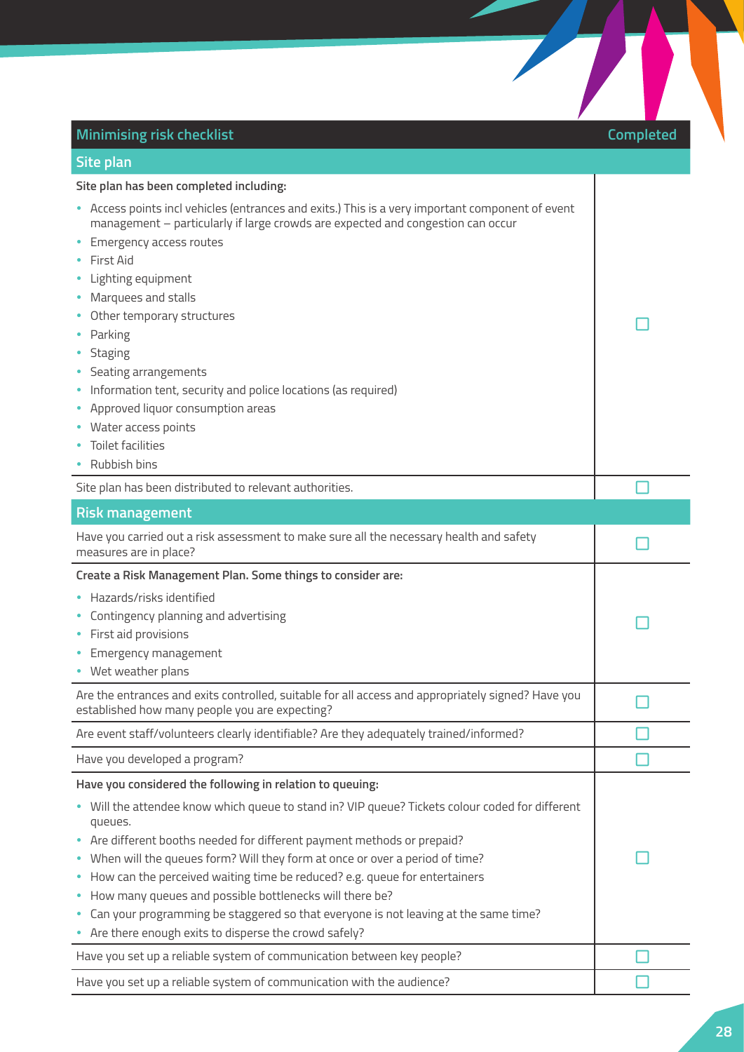| Minimising risk checklist | Completed |
| --- | --- |
| **Site plan** | |
| **Site plan has been completed including:**<br>• Access points incl vehicles (entrances and exits.) This is a very important component of event management – particularly if large crowds are expected and congestion can occur<br>• Emergency access routes<br>• First Aid<br>• Lighting equipment<br>• Marquees and stalls<br>• Other temporary structures<br>• Parking<br>• Staging<br>• Seating arrangements<br>• Information tent, security and police locations (as required)<br>• Approved liquor consumption areas<br>• Water access points<br>• Toilet facilities<br>• Rubbish bins | ☐ |
| Site plan has been distributed to relevant authorities. | ☐ |
| **Risk management** | |
| Have you carried out a risk assessment to make sure all the necessary health and safety measures are in place? | ☐ |
| **Create a Risk Management Plan. Some things to consider are:**<br>• Hazards/risks identified<br>• Contingency planning and advertising<br>• First aid provisions<br>• Emergency management<br>• Wet weather plans | ☐ |
| Are the entrances and exits controlled, suitable for all access and appropriately signed? Have you established how many people you are expecting? | ☐ |
| Are event staff/volunteers clearly identifiable? Are they adequately trained/informed? | ☐ |
| Have you developed a program? | ☐ |
| **Have you considered the following in relation to queuing:**<br>• Will the attendee know which queue to stand in? VIP queue? Tickets colour coded for different queues.<br>• Are different booths needed for different payment methods or prepaid?<br>• When will the queues form? Will they form at once or over a period of time?<br>• How can the perceived waiting time be reduced? e.g. queue for entertainers<br>• How many queues and possible bottlenecks will there be?<br>• Can your programming be staggered so that everyone is not leaving at the same time?<br>• Are there enough exits to disperse the crowd safely? | ☐ |
| Have you set up a reliable system of communication between key people? | ☐ |
| Have you set up a reliable system of communication with the audience? | ☐ |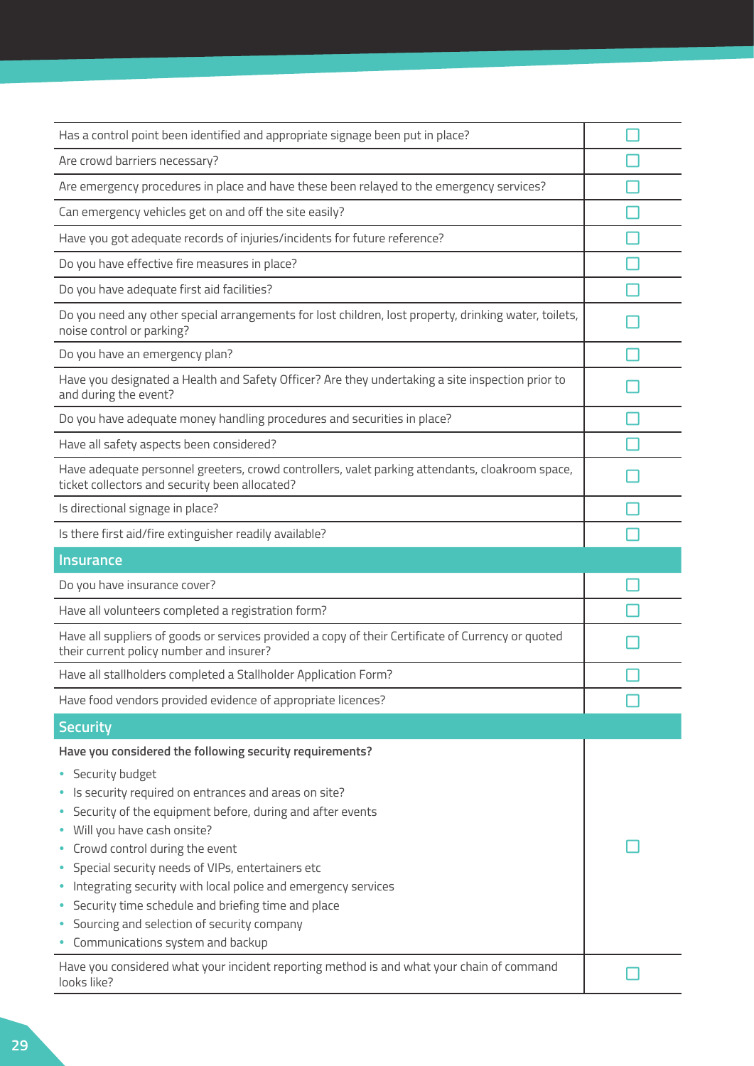| | |
|---|---|
| Has a control point been identified and appropriate signage been put in place? | ☐ |
| Are crowd barriers necessary? | ☐ |
| Are emergency procedures in place and have these been relayed to the emergency services? | ☐ |
| Can emergency vehicles get on and off the site easily? | ☐ |
| Have you got adequate records of injuries/incidents for future reference? | ☐ |
| Do you have effective fire measures in place? | ☐ |
| Do you have adequate first aid facilities? | ☐ |
| Do you need any other special arrangements for lost children, lost property, drinking water, toilets, noise control or parking? | ☐ |
| Do you have an emergency plan? | ☐ |
| Have you designated a Health and Safety Officer? Are they undertaking a site inspection prior to and during the event? | ☐ |
| Do you have adequate money handling procedures and securities in place? | ☐ |
| Have all safety aspects been considered? | ☐ |
| Have adequate personnel greeters, crowd controllers, valet parking attendants, cloakroom space, ticket collectors and security been allocated? | ☐ |
| Is directional signage in place? | ☐ |
| Is there first aid/fire extinguisher readily available? | ☐ |

## Insurance

| | |
|---|---|
| Do you have insurance cover? | ☐ |
| Have all volunteers completed a registration form? | ☐ |
| Have all suppliers of goods or services provided a copy of their Certificate of Currency or quoted their current policy number and insurer? | ☐ |
| Have all stallholders completed a Stallholder Application Form? | ☐ |
| Have food vendors provided evidence of appropriate licences? | ☐ |

## Security

| | |
|---|---|
| **Have you considered the following security requirements?**<br>• Security budget<br>• Is security required on entrances and areas on site?<br>• Security of the equipment before, during and after events<br>• Will you have cash onsite?<br>• Crowd control during the event<br>• Special security needs of VIPs, entertainers etc<br>• Integrating security with local police and emergency services<br>• Security time schedule and briefing time and place<br>• Sourcing and selection of security company<br>• Communications system and backup | ☐ |
| Have you considered what your incident reporting method is and what your chain of command looks like? | ☐ |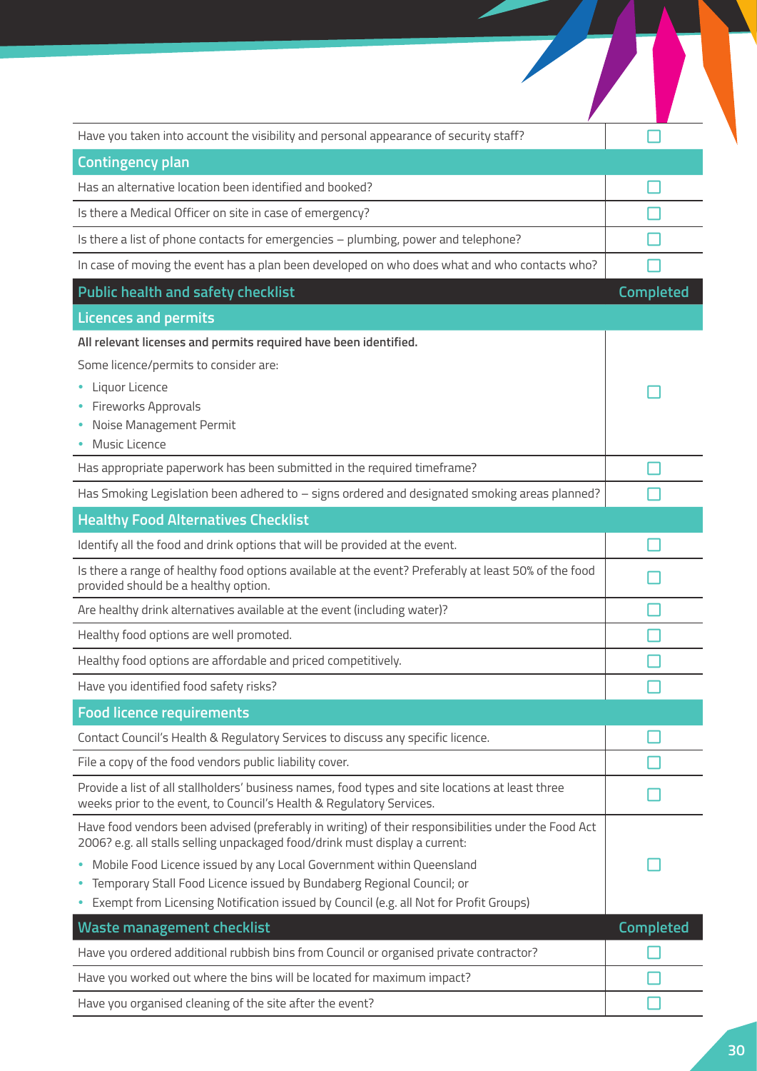| | |
|---|---|
| Have you taken into account the visibility and personal appearance of security staff? | ☐ |
| **Contingency plan** | |
| Has an alternative location been identified and booked? | ☐ |
| Is there a Medical Officer on site in case of emergency? | ☐ |
| Is there a list of phone contacts for emergencies – plumbing, power and telephone? | ☐ |
| In case of moving the event has a plan been developed on who does what and who contacts who? | ☐ |

| Public health and safety checklist | Completed |
|---|---|
| **Licences and permits** | |
| **All relevant licenses and permits required have been identified.** Some licence/permits to consider are: • Liquor Licence • Fireworks Approvals • Noise Management Permit • Music Licence | ☐ |
| Has appropriate paperwork has been submitted in the required timeframe? | ☐ |
| Has Smoking Legislation been adhered to – signs ordered and designated smoking areas planned? | ☐ |
| **Healthy Food Alternatives Checklist** | |
| Identify all the food and drink options that will be provided at the event. | ☐ |
| Is there a range of healthy food options available at the event? Preferably at least 50% of the food provided should be a healthy option. | ☐ |
| Are healthy drink alternatives available at the event (including water)? | ☐ |
| Healthy food options are well promoted. | ☐ |
| Healthy food options are affordable and priced competitively. | ☐ |
| Have you identified food safety risks? | ☐ |
| **Food licence requirements** | |
| Contact Council's Health & Regulatory Services to discuss any specific licence. | ☐ |
| File a copy of the food vendors public liability cover. | ☐ |
| Provide a list of all stallholders' business names, food types and site locations at least three weeks prior to the event, to Council's Health & Regulatory Services. | ☐ |
| Have food vendors been advised (preferably in writing) of their responsibilities under the Food Act 2006? e.g. all stalls selling unpackaged food/drink must display a current: • Mobile Food Licence issued by any Local Government within Queensland • Temporary Stall Food Licence issued by Bundaberg Regional Council; or • Exempt from Licensing Notification issued by Council (e.g. all Not for Profit Groups) | ☐ |

| Waste management checklist | Completed |
|---|---|
| Have you ordered additional rubbish bins from Council or organised private contractor? | ☐ |
| Have you worked out where the bins will be located for maximum impact? | ☐ |
| Have you organised cleaning of the site after the event? | ☐ |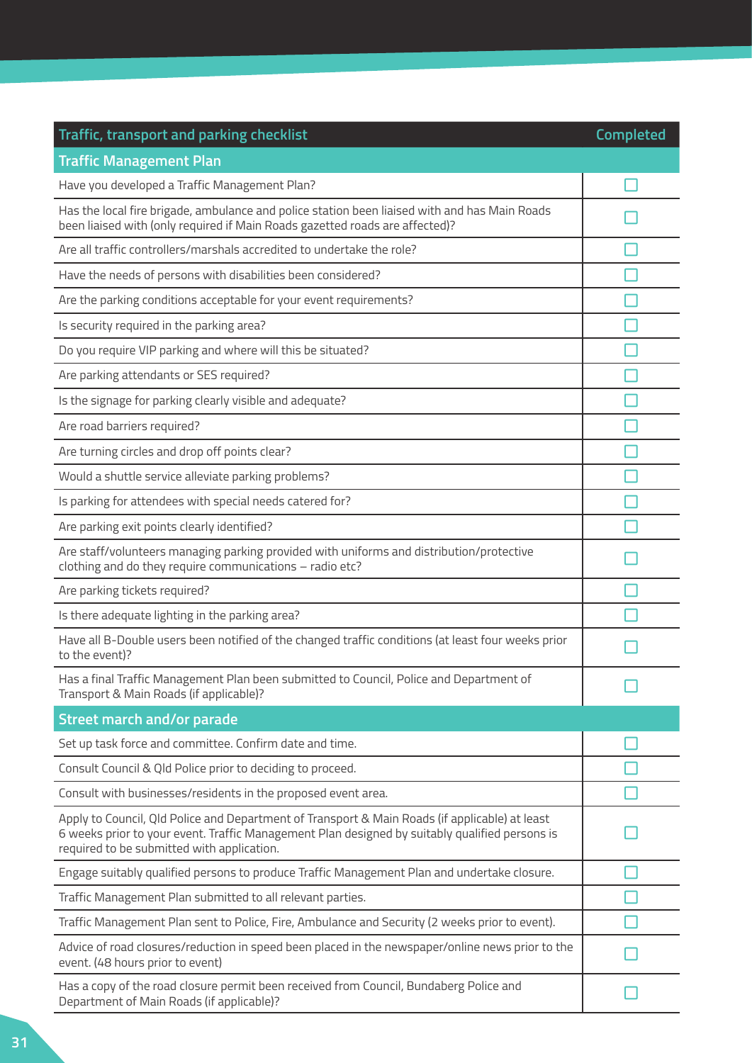| Traffic, transport and parking checklist | Completed |
|---|---|
| **Traffic Management Plan** | |
| Have you developed a Traffic Management Plan? | ☐ |
| Has the local fire brigade, ambulance and police station been liaised with and has Main Roads been liaised with (only required if Main Roads gazetted roads are affected)? | ☐ |
| Are all traffic controllers/marshals accredited to undertake the role? | ☐ |
| Have the needs of persons with disabilities been considered? | ☐ |
| Are the parking conditions acceptable for your event requirements? | ☐ |
| Is security required in the parking area? | ☐ |
| Do you require VIP parking and where will this be situated? | ☐ |
| Are parking attendants or SES required? | ☐ |
| Is the signage for parking clearly visible and adequate? | ☐ |
| Are road barriers required? | ☐ |
| Are turning circles and drop off points clear? | ☐ |
| Would a shuttle service alleviate parking problems? | ☐ |
| Is parking for attendees with special needs catered for? | ☐ |
| Are parking exit points clearly identified? | ☐ |
| Are staff/volunteers managing parking provided with uniforms and distribution/protective clothing and do they require communications – radio etc? | ☐ |
| Are parking tickets required? | ☐ |
| Is there adequate lighting in the parking area? | ☐ |
| Have all B-Double users been notified of the changed traffic conditions (at least four weeks prior to the event)? | ☐ |
| Has a final Traffic Management Plan been submitted to Council, Police and Department of Transport & Main Roads (if applicable)? | ☐ |
| **Street march and/or parade** | |
| Set up task force and committee. Confirm date and time. | ☐ |
| Consult Council & Qld Police prior to deciding to proceed. | ☐ |
| Consult with businesses/residents in the proposed event area. | ☐ |
| Apply to Council, Qld Police and Department of Transport & Main Roads (if applicable) at least 6 weeks prior to your event. Traffic Management Plan designed by suitably qualified persons is required to be submitted with application. | ☐ |
| Engage suitably qualified persons to produce Traffic Management Plan and undertake closure. | ☐ |
| Traffic Management Plan submitted to all relevant parties. | ☐ |
| Traffic Management Plan sent to Police, Fire, Ambulance and Security (2 weeks prior to event). | ☐ |
| Advice of road closures/reduction in speed been placed in the newspaper/online news prior to the event. (48 hours prior to event) | ☐ |
| Has a copy of the road closure permit been received from Council, Bundaberg Police and Department of Main Roads (if applicable)? | ☐ |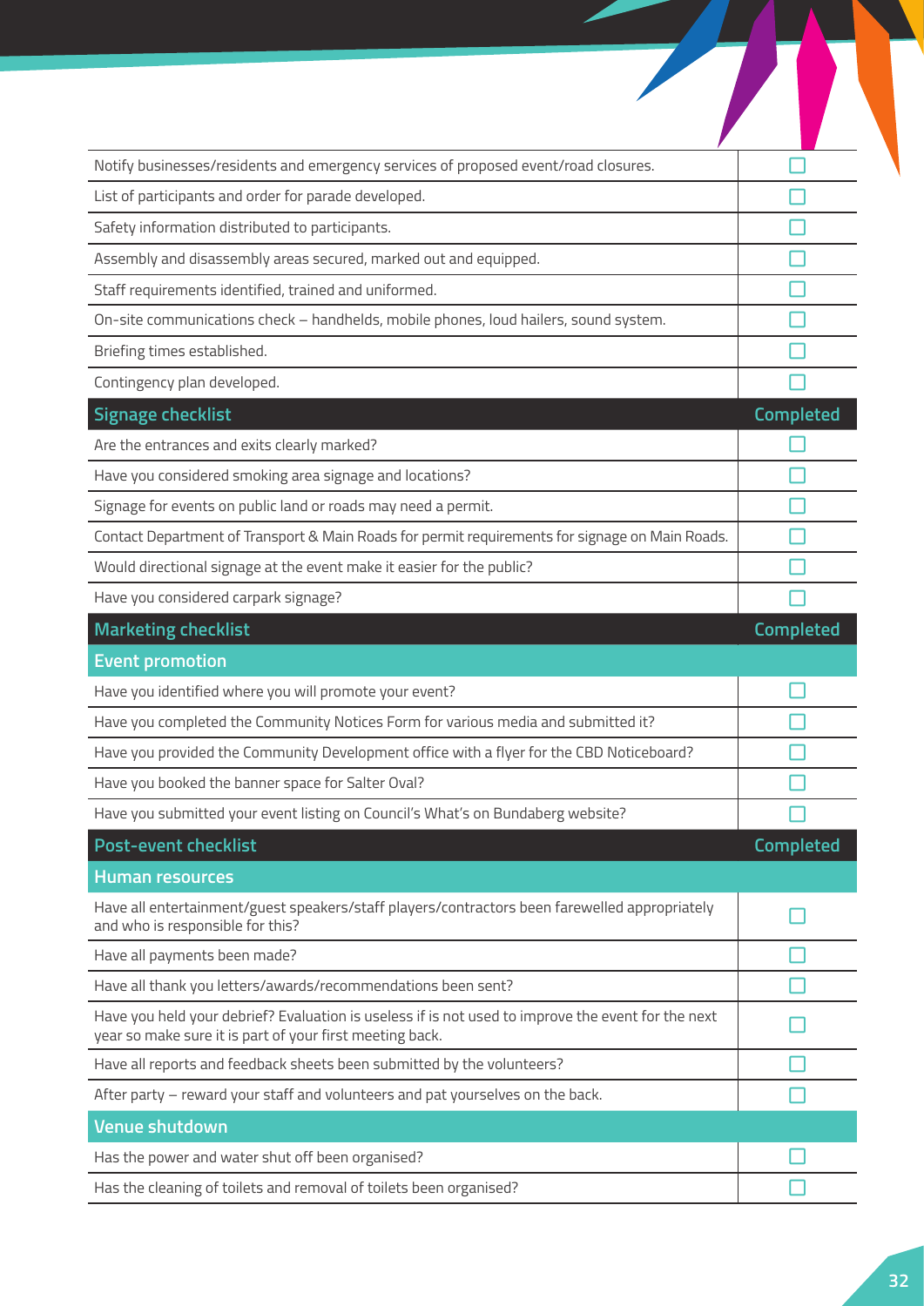| | |
|---|---|
| Notify businesses/residents and emergency services of proposed event/road closures. | ☐ |
| List of participants and order for parade developed. | ☐ |
| Safety information distributed to participants. | ☐ |
| Assembly and disassembly areas secured, marked out and equipped. | ☐ |
| Staff requirements identified, trained and uniformed. | ☐ |
| On-site communications check – handhelds, mobile phones, loud hailers, sound system. | ☐ |
| Briefing times established. | ☐ |
| Contingency plan developed. | ☐ |

| Signage checklist | Completed |
|---|---|
| Are the entrances and exits clearly marked? | ☐ |
| Have you considered smoking area signage and locations? | ☐ |
| Signage for events on public land or roads may need a permit. | ☐ |
| Contact Department of Transport & Main Roads for permit requirements for signage on Main Roads. | ☐ |
| Would directional signage at the event make it easier for the public? | ☐ |
| Have you considered carpark signage? | ☐ |

| Marketing checklist | Completed |
|---|---|
| **Event promotion** | |
| Have you identified where you will promote your event? | ☐ |
| Have you completed the Community Notices Form for various media and submitted it? | ☐ |
| Have you provided the Community Development office with a flyer for the CBD Noticeboard? | ☐ |
| Have you booked the banner space for Salter Oval? | ☐ |
| Have you submitted your event listing on Council's What's on Bundaberg website? | ☐ |

| Post-event checklist | Completed |
|---|---|
| **Human resources** | |
| Have all entertainment/guest speakers/staff players/contractors been farewelled appropriately and who is responsible for this? | ☐ |
| Have all payments been made? | ☐ |
| Have all thank you letters/awards/recommendations been sent? | ☐ |
| Have you held your debrief? Evaluation is useless if is not used to improve the event for the next year so make sure it is part of your first meeting back. | ☐ |
| Have all reports and feedback sheets been submitted by the volunteers? | ☐ |
| After party – reward your staff and volunteers and pat yourselves on the back. | ☐ |
| **Venue shutdown** | |
| Has the power and water shut off been organised? | ☐ |
| Has the cleaning of toilets and removal of toilets been organised? | ☐ |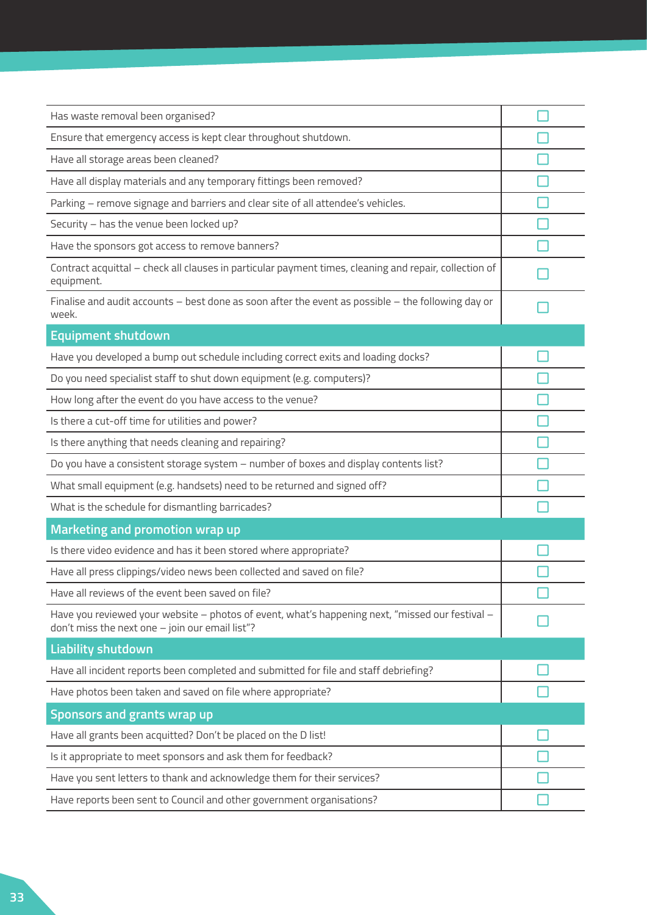| | |
|---|---|
| Has waste removal been organised? | ☐ |
| Ensure that emergency access is kept clear throughout shutdown. | ☐ |
| Have all storage areas been cleaned? | ☐ |
| Have all display materials and any temporary fittings been removed? | ☐ |
| Parking – remove signage and barriers and clear site of all attendee's vehicles. | ☐ |
| Security – has the venue been locked up? | ☐ |
| Have the sponsors got access to remove banners? | ☐ |
| Contract acquittal – check all clauses in particular payment times, cleaning and repair, collection of equipment. | ☐ |
| Finalise and audit accounts – best done as soon after the event as possible – the following day or week. | ☐ |
| **Equipment shutdown** | |
| Have you developed a bump out schedule including correct exits and loading docks? | ☐ |
| Do you need specialist staff to shut down equipment (e.g. computers)? | ☐ |
| How long after the event do you have access to the venue? | ☐ |
| Is there a cut-off time for utilities and power? | ☐ |
| Is there anything that needs cleaning and repairing? | ☐ |
| Do you have a consistent storage system – number of boxes and display contents list? | ☐ |
| What small equipment (e.g. handsets) need to be returned and signed off? | ☐ |
| What is the schedule for dismantling barricades? | ☐ |
| **Marketing and promotion wrap up** | |
| Is there video evidence and has it been stored where appropriate? | ☐ |
| Have all press clippings/video news been collected and saved on file? | ☐ |
| Have all reviews of the event been saved on file? | ☐ |
| Have you reviewed your website – photos of event, what's happening next, "missed our festival – don't miss the next one – join our email list"? | ☐ |
| **Liability shutdown** | |
| Have all incident reports been completed and submitted for file and staff debriefing? | ☐ |
| Have photos been taken and saved on file where appropriate? | ☐ |
| **Sponsors and grants wrap up** | |
| Have all grants been acquitted? Don't be placed on the D list! | ☐ |
| Is it appropriate to meet sponsors and ask them for feedback? | ☐ |
| Have you sent letters to thank and acknowledge them for their services? | ☐ |
| Have reports been sent to Council and other government organisations? | ☐ |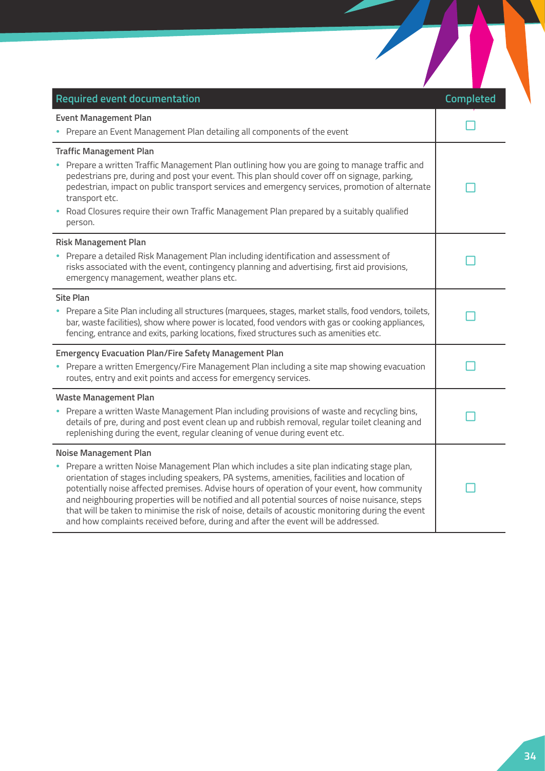| Required event documentation | Completed |
|---|---|
| **Event Management Plan**<br>• Prepare an Event Management Plan detailing all components of the event | ☐ |
| **Traffic Management Plan**<br>• Prepare a written Traffic Management Plan outlining how you are going to manage traffic and pedestrians pre, during and post your event. This plan should cover off on signage, parking, pedestrian, impact on public transport services and emergency services, promotion of alternate transport etc.<br>• Road Closures require their own Traffic Management Plan prepared by a suitably qualified person. | ☐ |
| **Risk Management Plan**<br>• Prepare a detailed Risk Management Plan including identification and assessment of risks associated with the event, contingency planning and advertising, first aid provisions, emergency management, weather plans etc. | ☐ |
| **Site Plan**<br>• Prepare a Site Plan including all structures (marquees, stages, market stalls, food vendors, toilets, bar, waste facilities), show where power is located, food vendors with gas or cooking appliances, fencing, entrance and exits, parking locations, fixed structures such as amenities etc. | ☐ |
| **Emergency Evacuation Plan/Fire Safety Management Plan**<br>• Prepare a written Emergency/Fire Management Plan including a site map showing evacuation routes, entry and exit points and access for emergency services. | ☐ |
| **Waste Management Plan**<br>• Prepare a written Waste Management Plan including provisions of waste and recycling bins, details of pre, during and post event clean up and rubbish removal, regular toilet cleaning and replenishing during the event, regular cleaning of venue during event etc. | ☐ |
| **Noise Management Plan**<br>• Prepare a written Noise Management Plan which includes a site plan indicating stage plan, orientation of stages including speakers, PA systems, amenities, facilities and location of potentially noise affected premises. Advise hours of operation of your event, how community and neighbouring properties will be notified and all potential sources of noise nuisance, steps that will be taken to minimise the risk of noise, details of acoustic monitoring during the event and how complaints received before, during and after the event will be addressed. | ☐ |